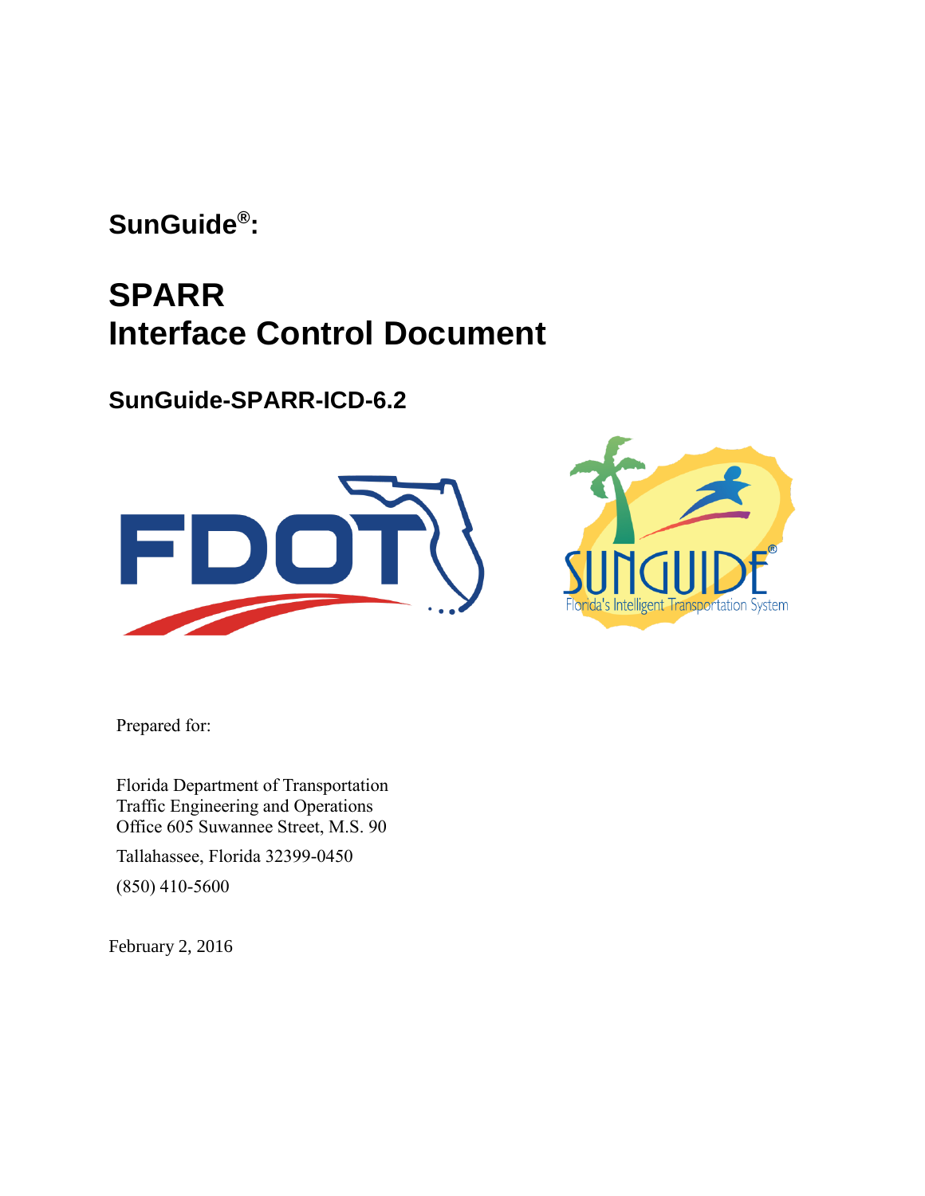**SunGuide®:**

# SPARR
# Interface Control Document

## SunGuide-SPARR-ICD-6.2

Prepared for:

Florida Department of Transportation
Traffic Engineering and Operations
Office 605 Suwannee Street, M.S. 90

Tallahassee, Florida 32399-0450

(850) 410-5600

February 2, 2016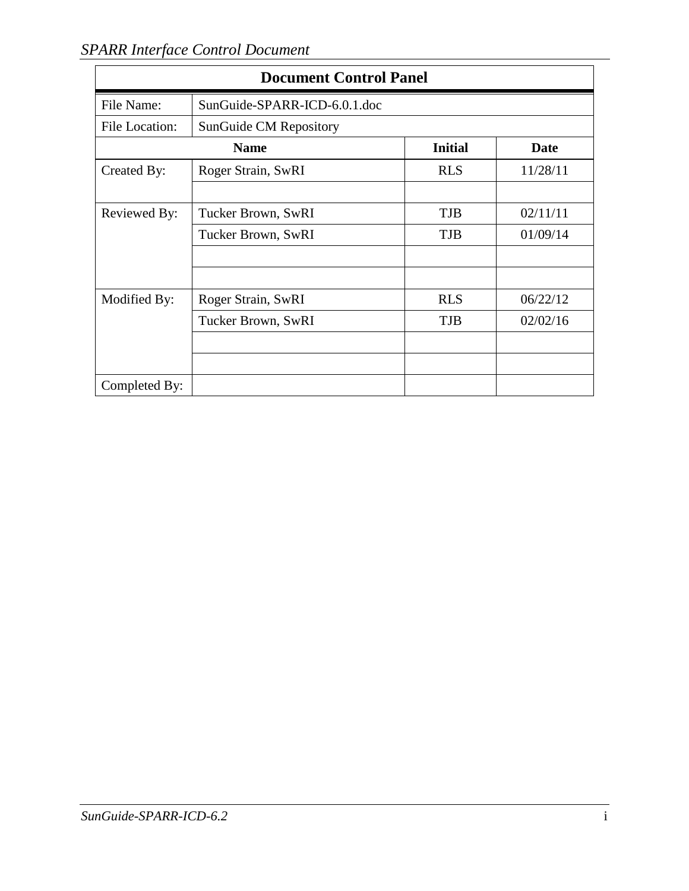| Document Control Panel | | | |
|---|---|---|---|
| File Name: | SunGuide-SPARR-ICD-6.0.1.doc | | |
| File Location: | SunGuide CM Repository | | |
| | **Name** | **Initial** | **Date** |
| Created By: | Roger Strain, SwRI | RLS | 11/28/11 |
| | | | |
| Reviewed By: | Tucker Brown, SwRI | TJB | 02/11/11 |
| | Tucker Brown, SwRI | TJB | 01/09/14 |
| | | | |
| | | | |
| Modified By: | Roger Strain, SwRI | RLS | 06/22/12 |
| | Tucker Brown, SwRI | TJB | 02/02/16 |
| | | | |
| | | | |
| Completed By: | | | |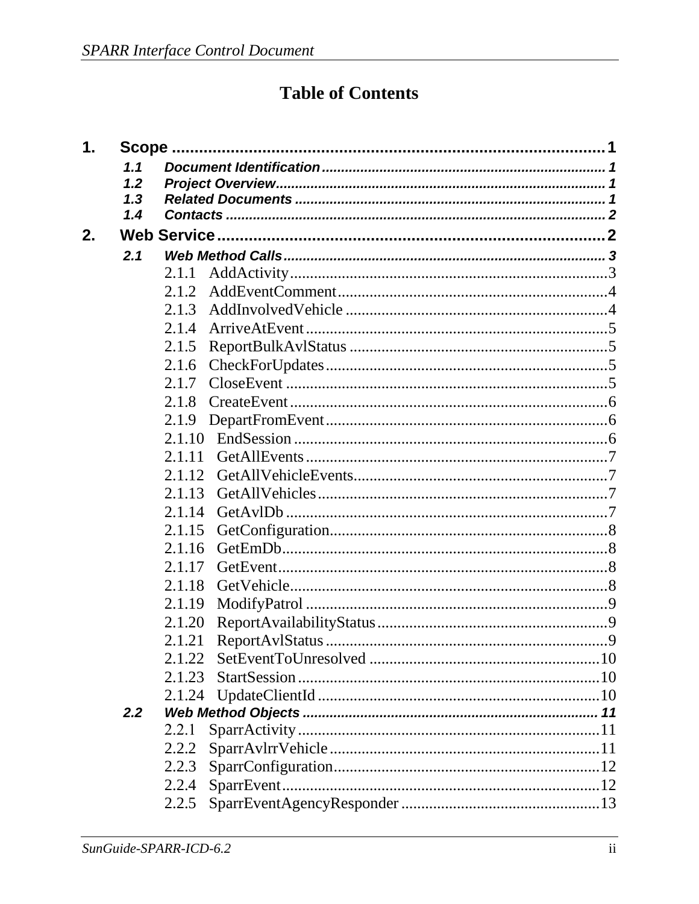# Table of Contents

**1. Scope** ........................................................................................ 1

- *1.1 Document Identification* ........................................................ 1
- *1.2 Project Overview* ................................................................... 1
- *1.3 Related Documents* ............................................................... 1
- *1.4 Contacts* ................................................................................ 2

**2. Web Service** ................................................................................ 2

- *2.1 Web Method Calls* ................................................................... 3
  - 2.1.1 AddActivity ........................................................................ 3
  - 2.1.2 AddEventComment ............................................................ 4
  - 2.1.3 AddInvolvedVehicle ........................................................... 4
  - 2.1.4 ArriveAtEvent .................................................................... 5
  - 2.1.5 ReportBulkAvlStatus .......................................................... 5
  - 2.1.6 CheckForUpdates ............................................................... 5
  - 2.1.7 CloseEvent ......................................................................... 5
  - 2.1.8 CreateEvent ........................................................................ 6
  - 2.1.9 DepartFromEvent ............................................................... 6
  - 2.1.10 EndSession ....................................................................... 6
  - 2.1.11 GetAllEvents .................................................................... 7
  - 2.1.12 GetAllVehicleEvents ......................................................... 7
  - 2.1.13 GetAllVehicles ................................................................. 7
  - 2.1.14 GetAvlDb ......................................................................... 7
  - 2.1.15 GetConfiguration .............................................................. 8
  - 2.1.16 GetEmDb .......................................................................... 8
  - 2.1.17 GetEvent .......................................................................... 8
  - 2.1.18 GetVehicle ........................................................................ 8
  - 2.1.19 ModifyPatrol .................................................................... 9
  - 2.1.20 ReportAvailabilityStatus .................................................. 9
  - 2.1.21 ReportAvlStatus ............................................................... 9
  - 2.1.22 SetEventToUnresolved .................................................... 10
  - 2.1.23 StartSession .................................................................... 10
  - 2.1.24 UpdateClientId ................................................................ 10
- *2.2 Web Method Objects* ............................................................... 11
  - 2.2.1 SparrActivity ..................................................................... 11
  - 2.2.2 SparrAvlrrVehicle .............................................................. 11
  - 2.2.3 SparrConfiguration ............................................................ 12
  - 2.2.4 SparrEvent ......................................................................... 12
  - 2.2.5 SparrEventAgencyResponder ............................................ 13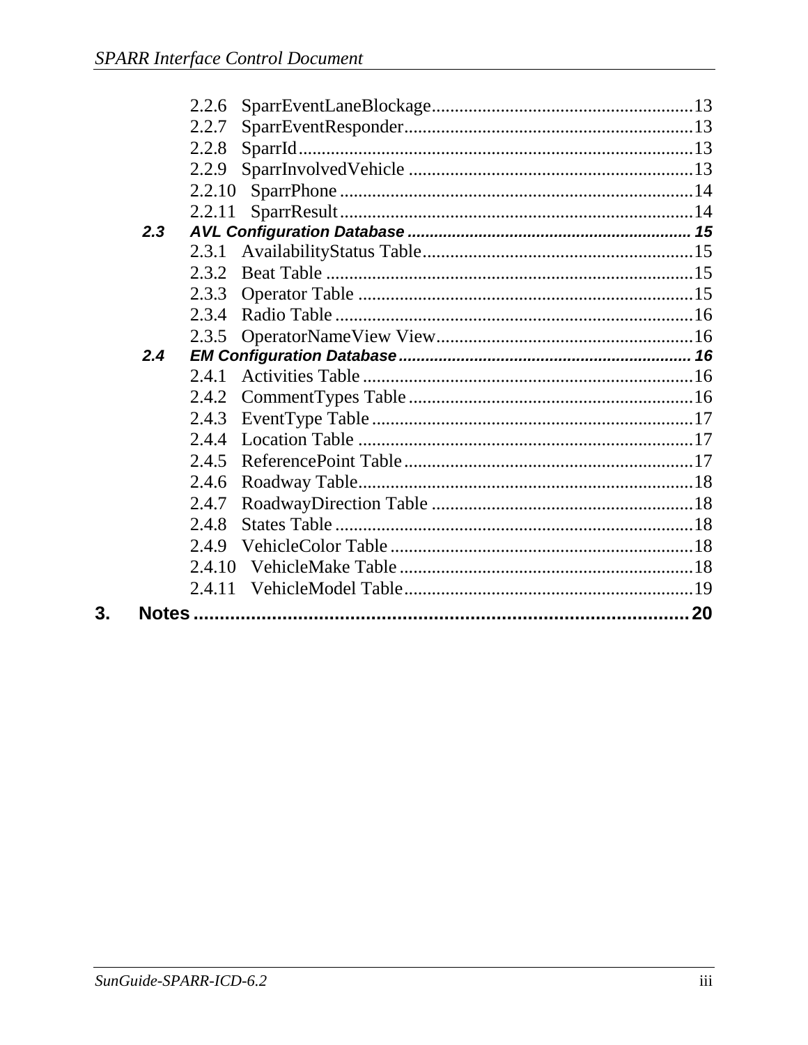2.2.6 SparrEventLaneBlockage........................................................13
2.2.7 SparrEventResponder..............................................................13
2.2.8 SparrId.....................................................................................13
2.2.9 SparrInvolvedVehicle ..............................................................13
2.2.10 SparrPhone .............................................................................14
2.2.11 SparrResult.............................................................................14

*2.3 AVL Configuration Database ................................................................ 15*

2.3.1 AvailabilityStatus Table...........................................................15
2.3.2 Beat Table ................................................................................15
2.3.3 Operator Table .........................................................................15
2.3.4 Radio Table ..............................................................................16
2.3.5 OperatorNameView View.........................................................16

*2.4 EM Configuration Database .................................................................. 16*

2.4.1 Activities Table ........................................................................16
2.4.2 CommentTypes Table ..............................................................16
2.4.3 EventType Table ......................................................................17
2.4.4 Location Table .........................................................................17
2.4.5 ReferencePoint Table...............................................................17
2.4.6 Roadway Table.........................................................................18
2.4.7 RoadwayDirection Table .........................................................18
2.4.8 States Table ..............................................................................18
2.4.9 VehicleColor Table ..................................................................18
2.4.10 VehicleMake Table ................................................................18
2.4.11 VehicleModel Table...............................................................19

**3. Notes ................................................................................................ 20**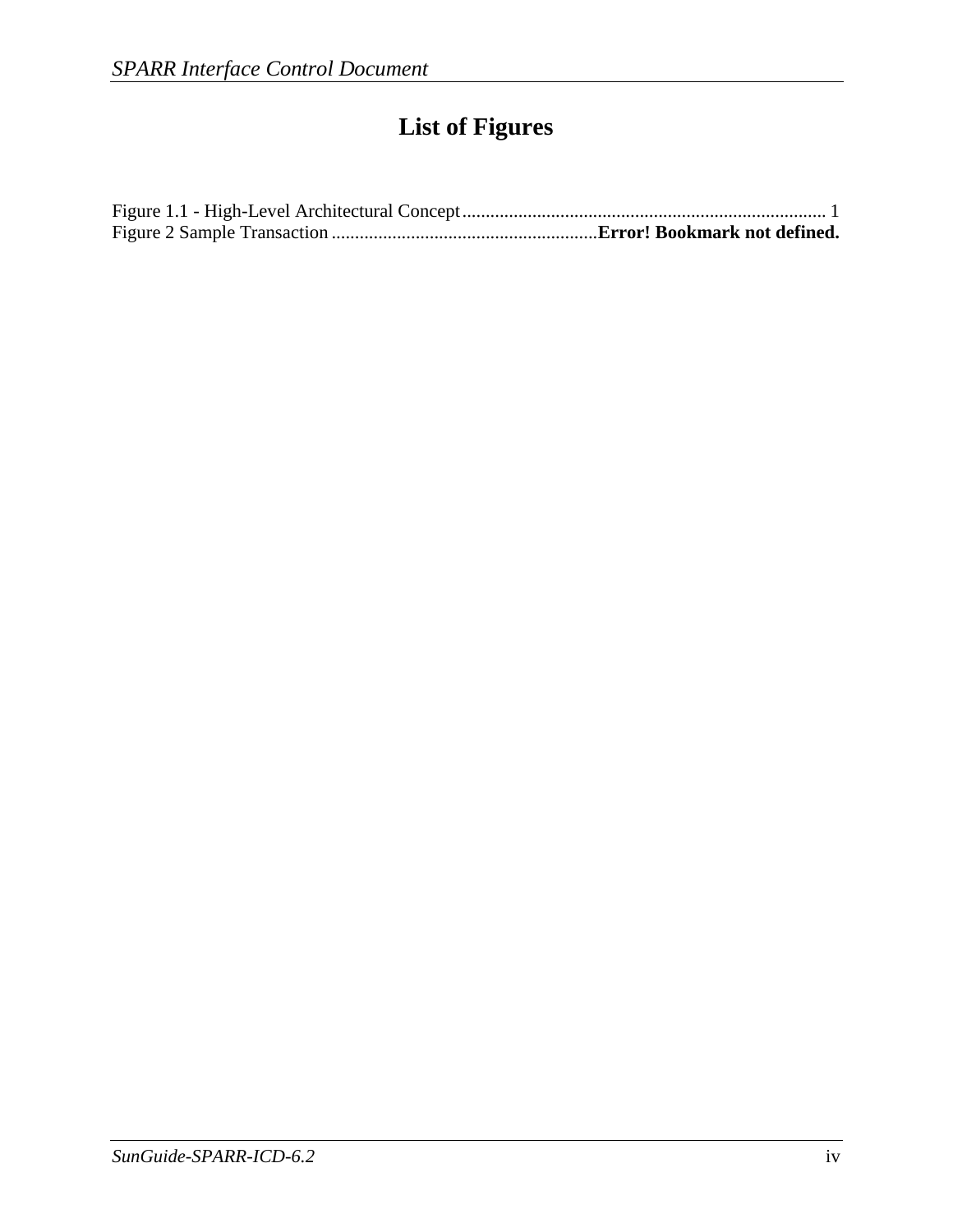# List of Figures

Figure 1.1 - High-Level Architectural Concept .............................................................................. 1
Figure 2 Sample Transaction .........................................................**Error! Bookmark not defined.**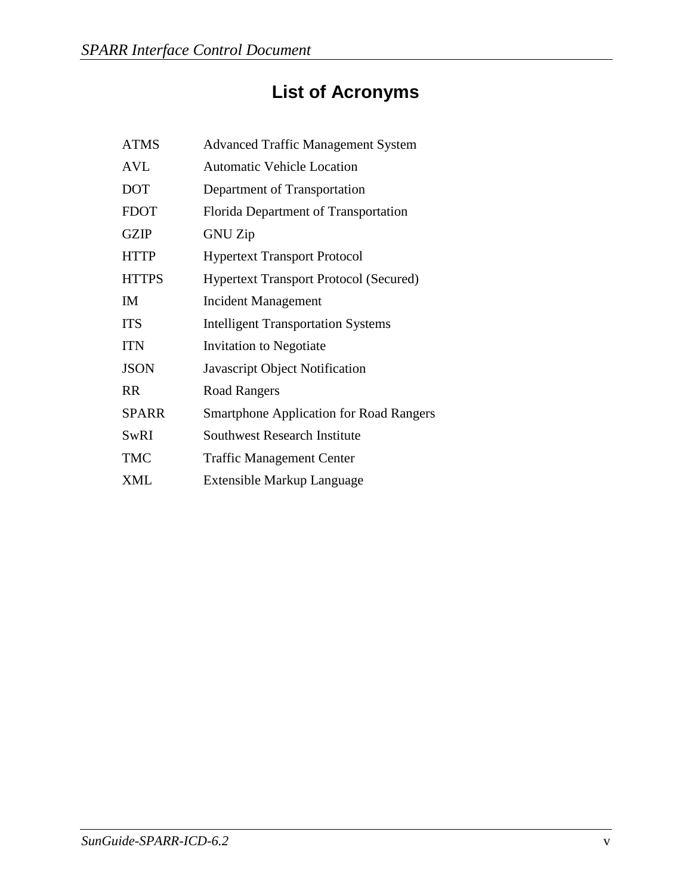# List of Acronyms

| | |
|---|---|
| ATMS | Advanced Traffic Management System |
| AVL | Automatic Vehicle Location |
| DOT | Department of Transportation |
| FDOT | Florida Department of Transportation |
| GZIP | GNU Zip |
| HTTP | Hypertext Transport Protocol |
| HTTPS | Hypertext Transport Protocol (Secured) |
| IM | Incident Management |
| ITS | Intelligent Transportation Systems |
| ITN | Invitation to Negotiate |
| JSON | Javascript Object Notification |
| RR | Road Rangers |
| SPARR | Smartphone Application for Road Rangers |
| SwRI | Southwest Research Institute |
| TMC | Traffic Management Center |
| XML | Extensible Markup Language |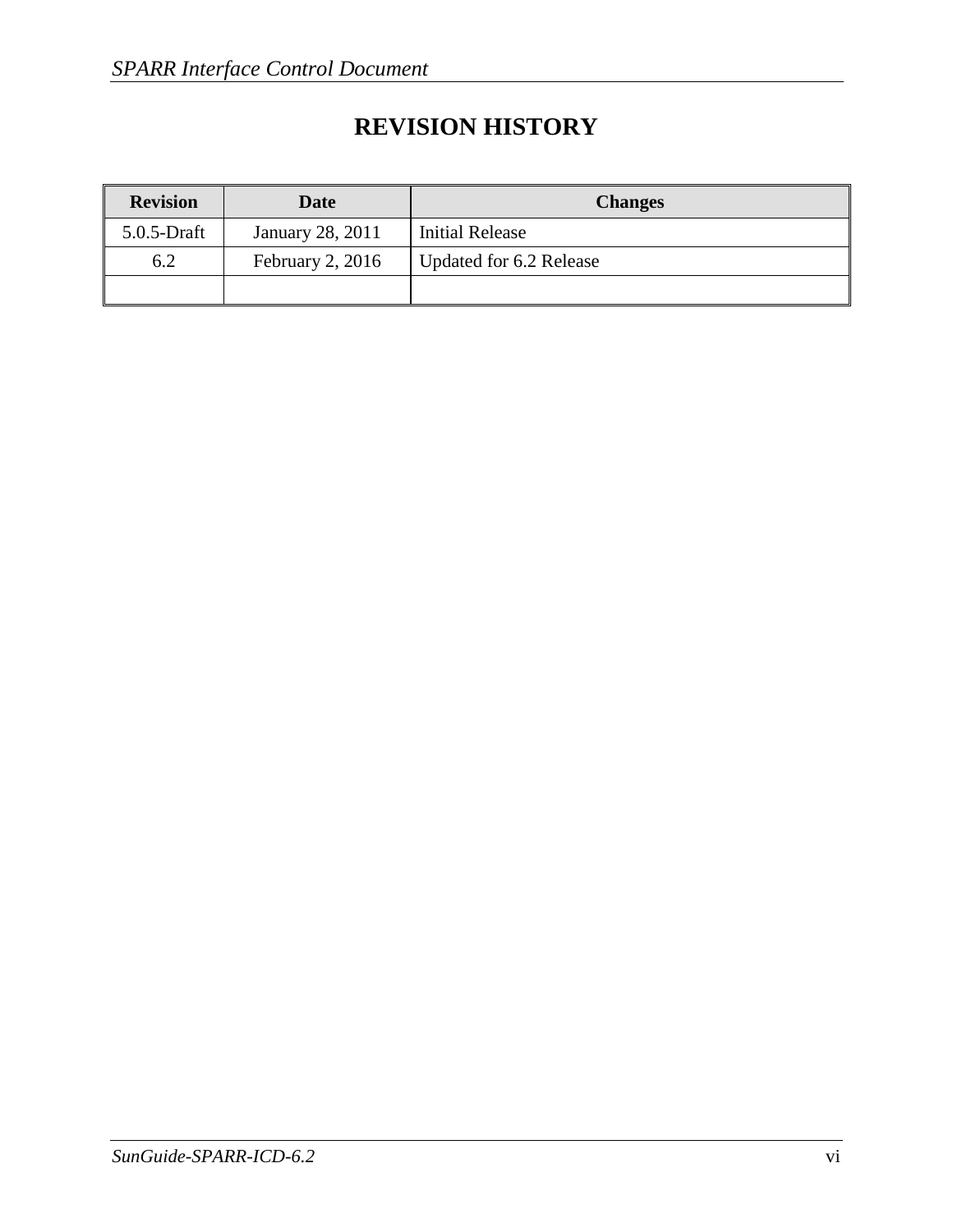# REVISION HISTORY

| Revision | Date | Changes |
| --- | --- | --- |
| 5.0.5-Draft | January 28, 2011 | Initial Release |
| 6.2 | February 2, 2016 | Updated for 6.2 Release |
| | | |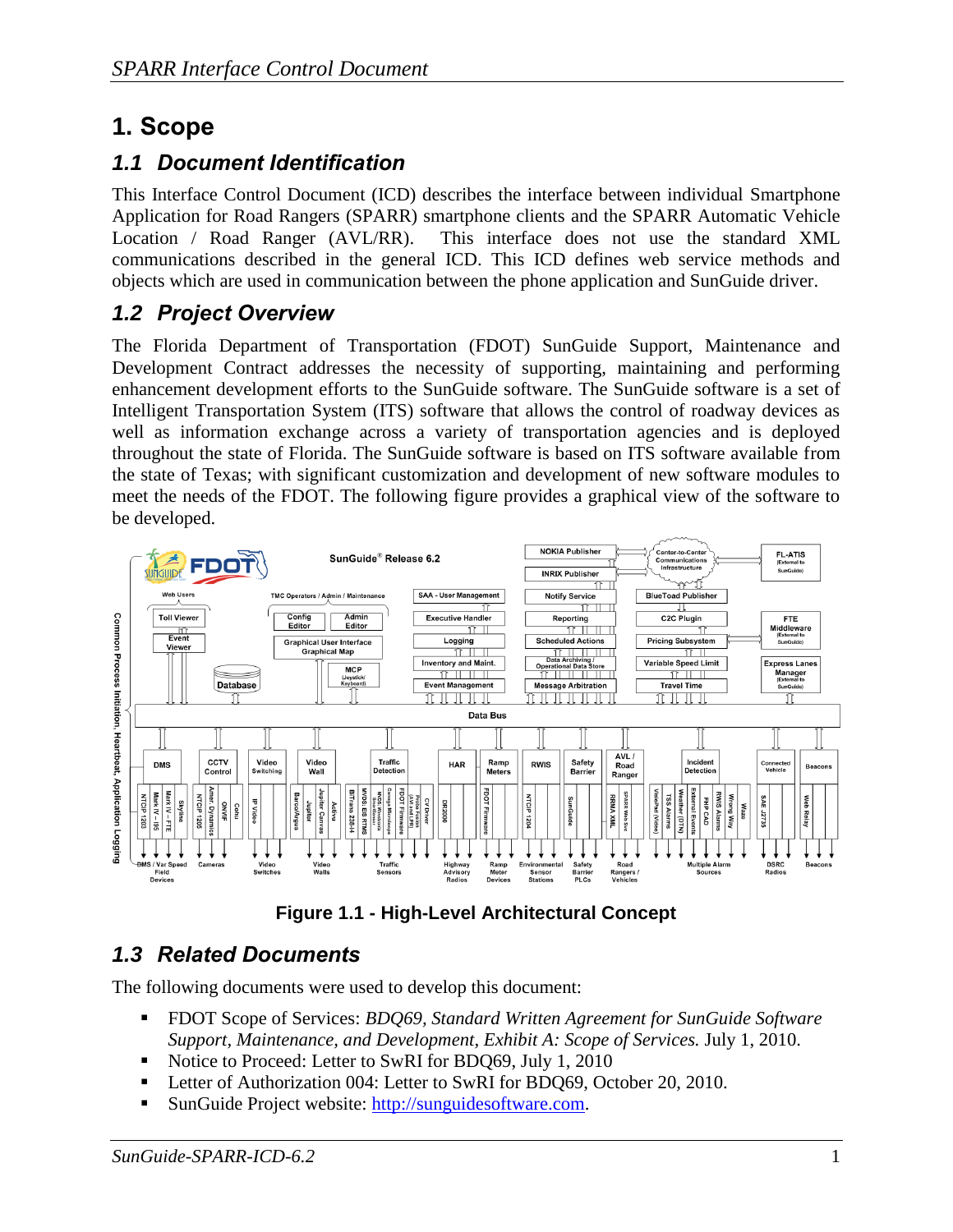# 1. Scope

## 1.1 Document Identification

This Interface Control Document (ICD) describes the interface between individual Smartphone Application for Road Rangers (SPARR) smartphone clients and the SPARR Automatic Vehicle Location / Road Ranger (AVL/RR). This interface does not use the standard XML communications described in the general ICD. This ICD defines web service methods and objects which are used in communication between the phone application and SunGuide driver.

## 1.2 Project Overview

The Florida Department of Transportation (FDOT) SunGuide Support, Maintenance and Development Contract addresses the necessity of supporting, maintaining and performing enhancement development efforts to the SunGuide software. The SunGuide software is a set of Intelligent Transportation System (ITS) software that allows the control of roadway devices as well as information exchange across a variety of transportation agencies and is deployed throughout the state of Florida. The SunGuide software is based on ITS software available from the state of Texas; with significant customization and development of new software modules to meet the needs of the FDOT. The following figure provides a graphical view of the software to be developed.

**Figure 1.1 - High-Level Architectural Concept**

## 1.3 Related Documents

The following documents were used to develop this document:

- FDOT Scope of Services: *BDQ69, Standard Written Agreement for SunGuide Software Support, Maintenance, and Development, Exhibit A: Scope of Services.* July 1, 2010.
- Notice to Proceed: Letter to SwRI for BDQ69, July 1, 2010
- Letter of Authorization 004: Letter to SwRI for BDQ69, October 20, 2010.
- SunGuide Project website: [http://sunguidesoftware.com](http://sunguidesoftware.com).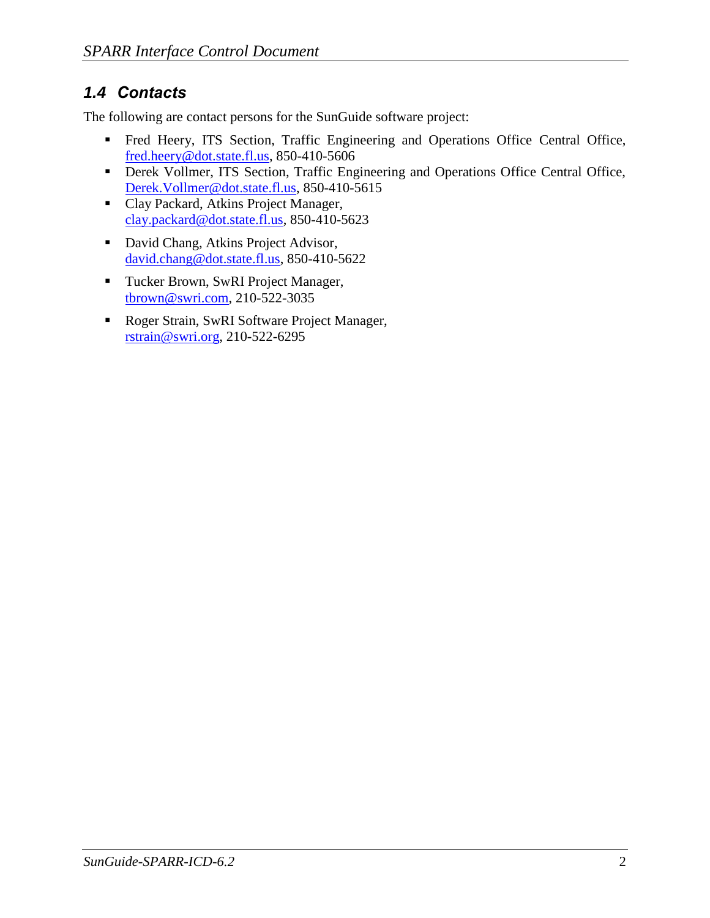## 1.4 Contacts

The following are contact persons for the SunGuide software project:

- Fred Heery, ITS Section, Traffic Engineering and Operations Office Central Office, fred.heery@dot.state.fl.us, 850-410-5606
- Derek Vollmer, ITS Section, Traffic Engineering and Operations Office Central Office, Derek.Vollmer@dot.state.fl.us, 850-410-5615
- Clay Packard, Atkins Project Manager, clay.packard@dot.state.fl.us, 850-410-5623
- David Chang, Atkins Project Advisor, david.chang@dot.state.fl.us, 850-410-5622
- Tucker Brown, SwRI Project Manager, tbrown@swri.com, 210-522-3035
- Roger Strain, SwRI Software Project Manager, rstrain@swri.org, 210-522-6295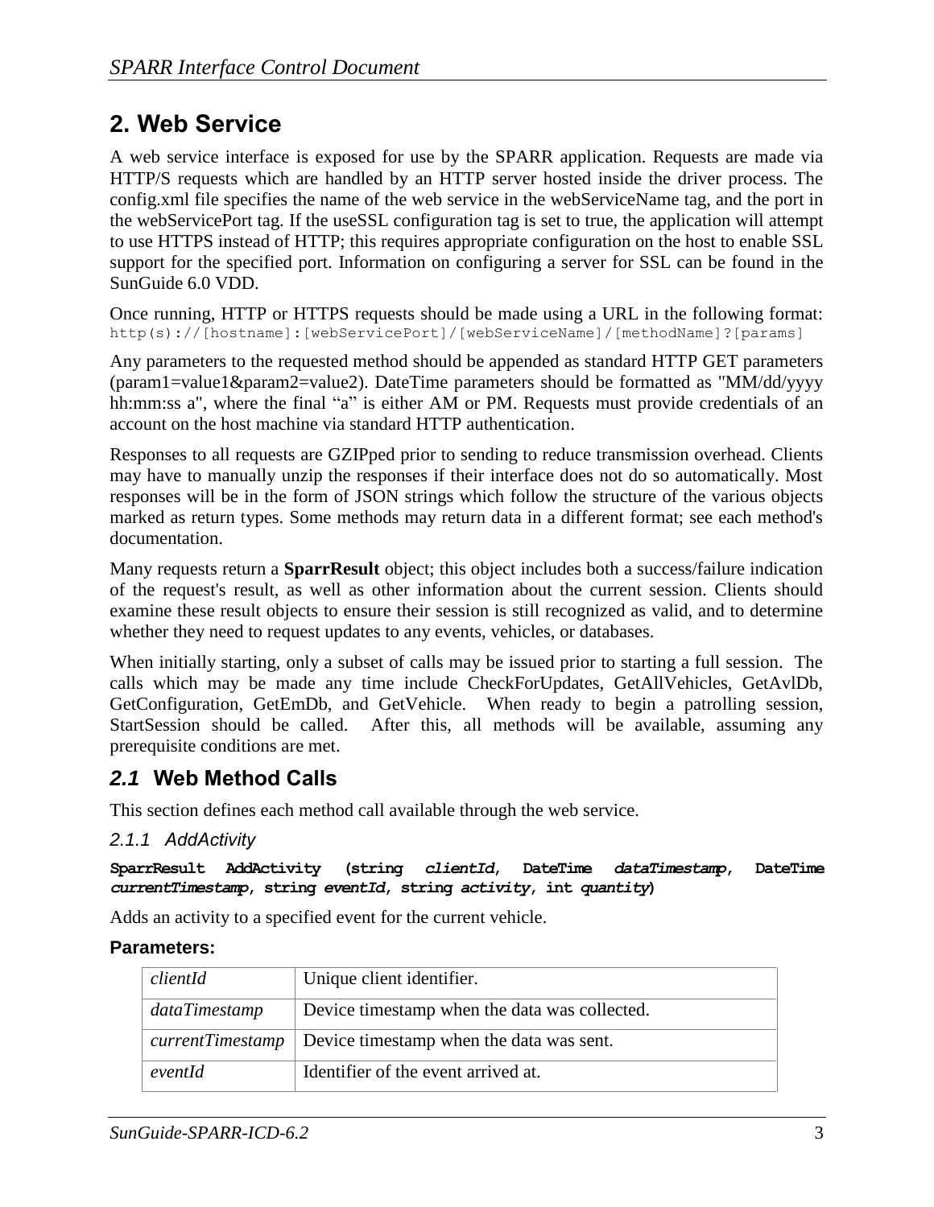# 2. Web Service

A web service interface is exposed for use by the SPARR application. Requests are made via HTTP/S requests which are handled by an HTTP server hosted inside the driver process. The config.xml file specifies the name of the web service in the webServiceName tag, and the port in the webServicePort tag. If the useSSL configuration tag is set to true, the application will attempt to use HTTPS instead of HTTP; this requires appropriate configuration on the host to enable SSL support for the specified port. Information on configuring a server for SSL can be found in the SunGuide 6.0 VDD.

Once running, HTTP or HTTPS requests should be made using a URL in the following format: `http(s)://[hostname]:[webServicePort]/[webServiceName]/[methodName]?[params]`

Any parameters to the requested method should be appended as standard HTTP GET parameters (param1=value1&param2=value2). DateTime parameters should be formatted as "MM/dd/yyyy hh:mm:ss a", where the final "a" is either AM or PM. Requests must provide credentials of an account on the host machine via standard HTTP authentication.

Responses to all requests are GZIPped prior to sending to reduce transmission overhead. Clients may have to manually unzip the responses if their interface does not do so automatically. Most responses will be in the form of JSON strings which follow the structure of the various objects marked as return types. Some methods may return data in a different format; see each method's documentation.

Many requests return a **SparrResult** object; this object includes both a success/failure indication of the request's result, as well as other information about the current session. Clients should examine these result objects to ensure their session is still recognized as valid, and to determine whether they need to request updates to any events, vehicles, or databases.

When initially starting, only a subset of calls may be issued prior to starting a full session. The calls which may be made any time include CheckForUpdates, GetAllVehicles, GetAvlDb, GetConfiguration, GetEmDb, and GetVehicle. When ready to begin a patrolling session, StartSession should be called. After this, all methods will be available, assuming any prerequisite conditions are met.

## *2.1* Web Method Calls

This section defines each method call available through the web service.

### *2.1.1 AddActivity*

**SparrResult AddActivity (string *clientId*, DateTime *dataTimestamp*, DateTime *currentTimestamp*, string *eventId*, string *activity*, int *quantity*)**

Adds an activity to a specified event for the current vehicle.

**Parameters:**

| | |
|---|---|
| *clientId* | Unique client identifier. |
| *dataTimestamp* | Device timestamp when the data was collected. |
| *currentTimestamp* | Device timestamp when the data was sent. |
| *eventId* | Identifier of the event arrived at. |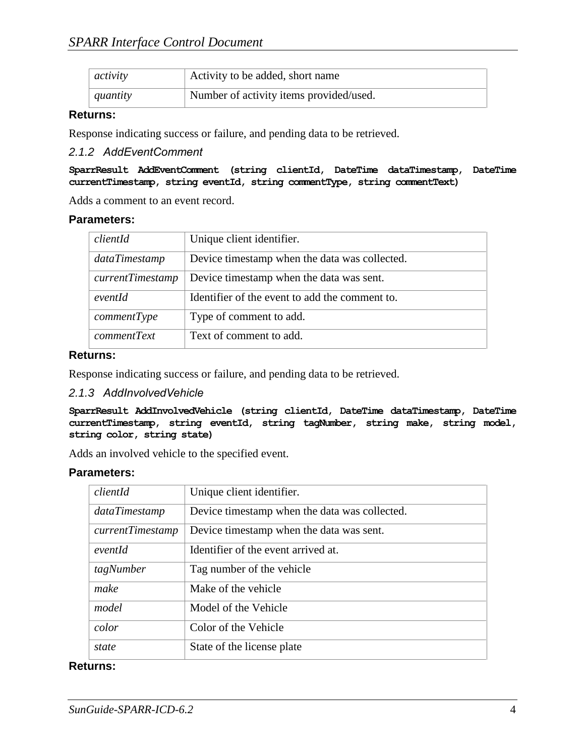| | |
|---|---|
| *activity* | Activity to be added, short name |
| *quantity* | Number of activity items provided/used. |

**Returns:**

Response indicating success or failure, and pending data to be retrieved.

### 2.1.2 AddEventComment

```
SparrResult AddEventComment (string clientId, DateTime dataTimestamp, DateTime currentTimestamp, string eventId, string commentType, string commentText)
```

Adds a comment to an event record.

**Parameters:**

| | |
|---|---|
| *clientId* | Unique client identifier. |
| *dataTimestamp* | Device timestamp when the data was collected. |
| *currentTimestamp* | Device timestamp when the data was sent. |
| *eventId* | Identifier of the event to add the comment to. |
| *commentType* | Type of comment to add. |
| *commentText* | Text of comment to add. |

**Returns:**

Response indicating success or failure, and pending data to be retrieved.

### 2.1.3 AddInvolvedVehicle

```
SparrResult AddInvolvedVehicle (string clientId, DateTime dataTimestamp, DateTime currentTimestamp, string eventId, string tagNumber, string make, string model, string color, string state)
```

Adds an involved vehicle to the specified event.

**Parameters:**

| | |
|---|---|
| *clientId* | Unique client identifier. |
| *dataTimestamp* | Device timestamp when the data was collected. |
| *currentTimestamp* | Device timestamp when the data was sent. |
| *eventId* | Identifier of the event arrived at. |
| *tagNumber* | Tag number of the vehicle |
| *make* | Make of the vehicle |
| *model* | Model of the Vehicle |
| *color* | Color of the Vehicle |
| *state* | State of the license plate |

**Returns:**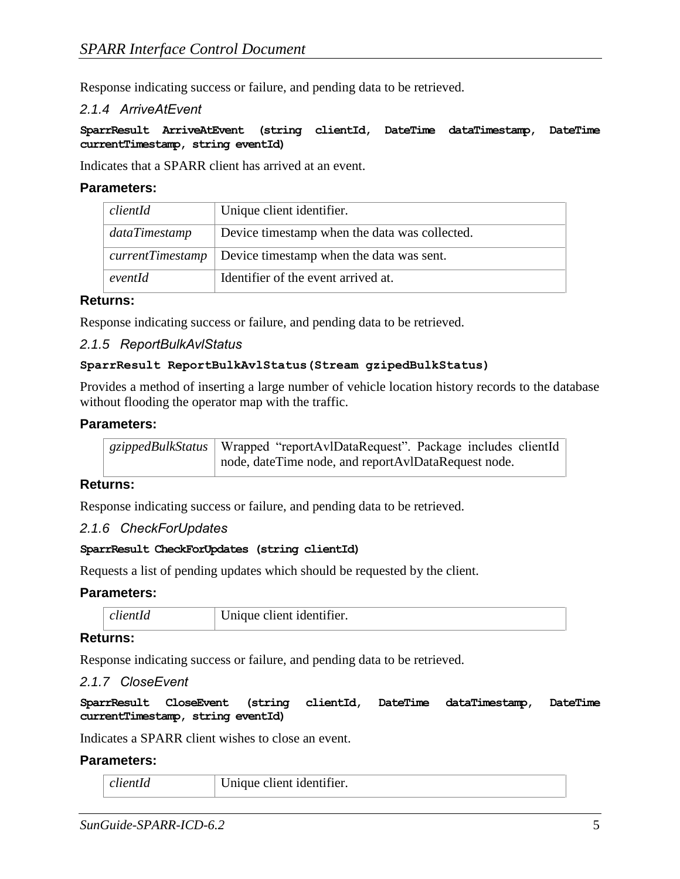Response indicating success or failure, and pending data to be retrieved.

### 2.1.4 ArriveAtEvent

**SparrResult ArriveAtEvent (string clientId, DateTime dataTimestamp, DateTime currentTimestamp, string eventId)**

Indicates that a SPARR client has arrived at an event.

**Parameters:**

| | |
|---|---|
| *clientId* | Unique client identifier. |
| *dataTimestamp* | Device timestamp when the data was collected. |
| *currentTimestamp* | Device timestamp when the data was sent. |
| *eventId* | Identifier of the event arrived at. |

**Returns:**

Response indicating success or failure, and pending data to be retrieved.

### 2.1.5 ReportBulkAvlStatus

**SparrResult ReportBulkAvlStatus(Stream gzipedBulkStatus)**

Provides a method of inserting a large number of vehicle location history records to the database without flooding the operator map with the traffic.

**Parameters:**

| | |
|---|---|
| *gzippedBulkStatus* | Wrapped "reportAvlDataRequest". Package includes clientId node, dateTime node, and reportAvlDataRequest node. |

**Returns:**

Response indicating success or failure, and pending data to be retrieved.

### 2.1.6 CheckForUpdates

**SparrResult CheckForUpdates (string clientId)**

Requests a list of pending updates which should be requested by the client.

**Parameters:**

| | |
|---|---|
| *clientId* | Unique client identifier. |

**Returns:**

Response indicating success or failure, and pending data to be retrieved.

### 2.1.7 CloseEvent

**SparrResult CloseEvent (string clientId, DateTime dataTimestamp, DateTime currentTimestamp, string eventId)**

Indicates a SPARR client wishes to close an event.

**Parameters:**

| | |
|---|---|
| *clientId* | Unique client identifier. |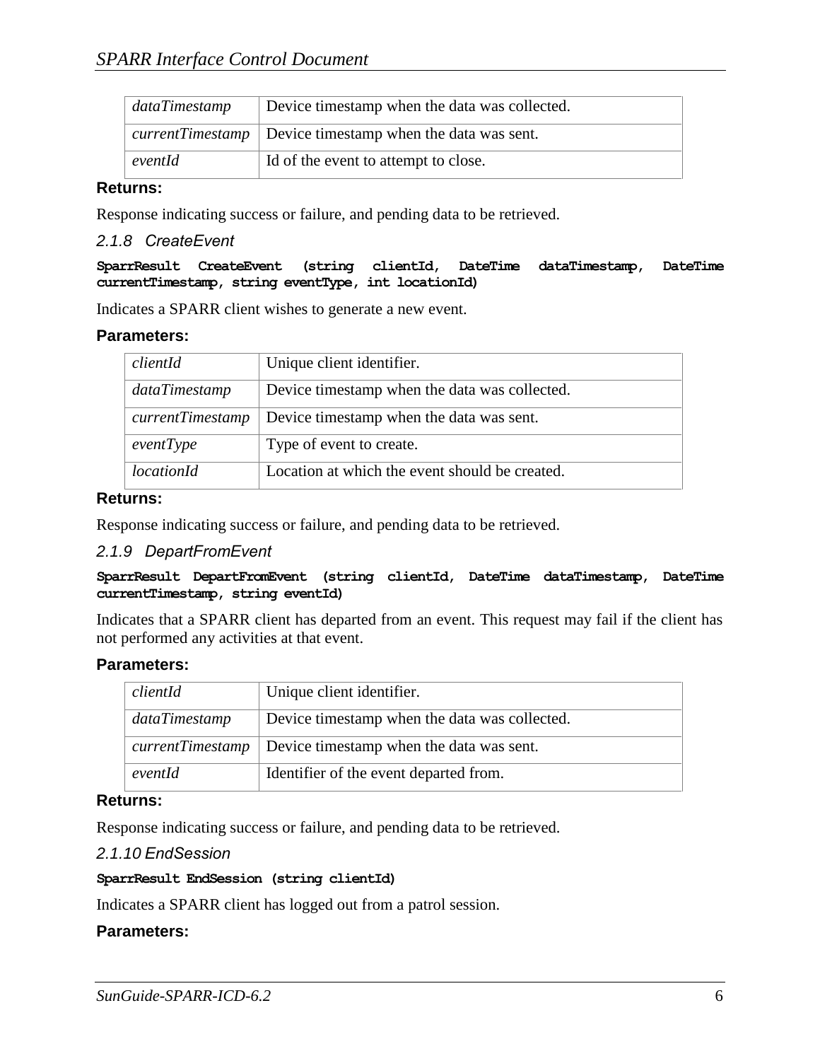| | |
|---|---|
| *dataTimestamp* | Device timestamp when the data was collected. |
| *currentTimestamp* | Device timestamp when the data was sent. |
| *eventId* | Id of the event to attempt to close. |

**Returns:**

Response indicating success or failure, and pending data to be retrieved.

### *2.1.8 CreateEvent*

**`SparrResult CreateEvent (string clientId, DateTime dataTimestamp, DateTime currentTimestamp, string eventType, int locationId)`**

Indicates a SPARR client wishes to generate a new event.

**Parameters:**

| | |
|---|---|
| *clientId* | Unique client identifier. |
| *dataTimestamp* | Device timestamp when the data was collected. |
| *currentTimestamp* | Device timestamp when the data was sent. |
| *eventType* | Type of event to create. |
| *locationId* | Location at which the event should be created. |

**Returns:**

Response indicating success or failure, and pending data to be retrieved.

### *2.1.9 DepartFromEvent*

**`SparrResult DepartFromEvent (string clientId, DateTime dataTimestamp, DateTime currentTimestamp, string eventId)`**

Indicates that a SPARR client has departed from an event. This request may fail if the client has not performed any activities at that event.

**Parameters:**

| | |
|---|---|
| *clientId* | Unique client identifier. |
| *dataTimestamp* | Device timestamp when the data was collected. |
| *currentTimestamp* | Device timestamp when the data was sent. |
| *eventId* | Identifier of the event departed from. |

**Returns:**

Response indicating success or failure, and pending data to be retrieved.

### *2.1.10 EndSession*

**`SparrResult EndSession (string clientId)`**

Indicates a SPARR client has logged out from a patrol session.

**Parameters:**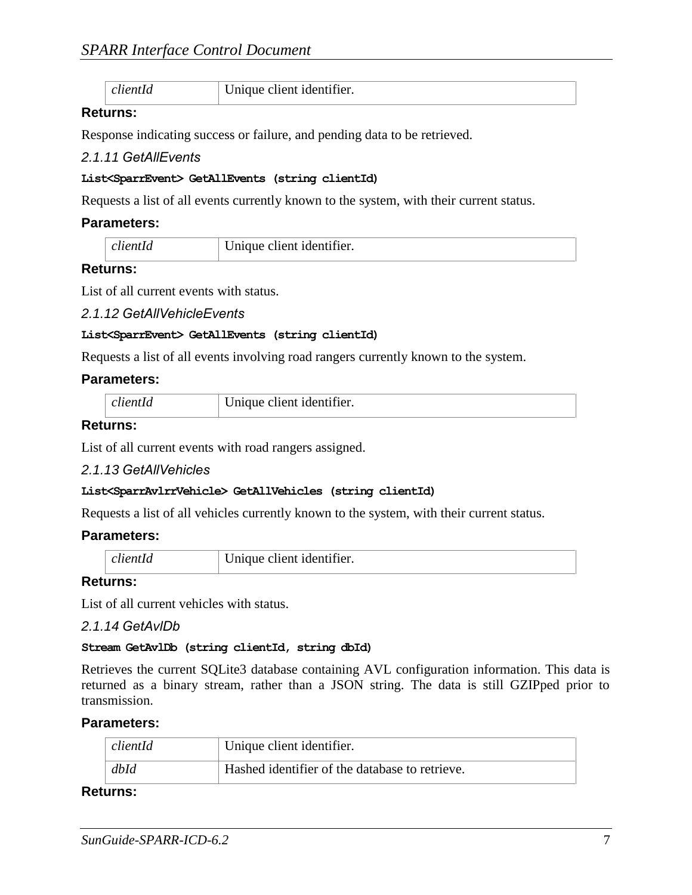| clientId | Unique client identifier. |
|---|---|

**Returns:**

Response indicating success or failure, and pending data to be retrieved.

### 2.1.11 GetAllEvents

**`List<SparrEvent> GetAllEvents (string clientId)`**

Requests a list of all events currently known to the system, with their current status.

**Parameters:**

| clientId | Unique client identifier. |
|---|---|

**Returns:**

List of all current events with status.

### 2.1.12 GetAllVehicleEvents

**`List<SparrEvent> GetAllEvents (string clientId)`**

Requests a list of all events involving road rangers currently known to the system.

**Parameters:**

| clientId | Unique client identifier. |
|---|---|

**Returns:**

List of all current events with road rangers assigned.

### 2.1.13 GetAllVehicles

**`List<SparrAvlrrVehicle> GetAllVehicles (string clientId)`**

Requests a list of all vehicles currently known to the system, with their current status.

**Parameters:**

| clientId | Unique client identifier. |
|---|---|

**Returns:**

List of all current vehicles with status.

### 2.1.14 GetAvlDb

**`Stream GetAvlDb (string clientId, string dbId)`**

Retrieves the current SQLite3 database containing AVL configuration information. This data is returned as a binary stream, rather than a JSON string. The data is still GZIPped prior to transmission.

**Parameters:**

| clientId | Unique client identifier. |
|---|---|
| dbId | Hashed identifier of the database to retrieve. |

**Returns:**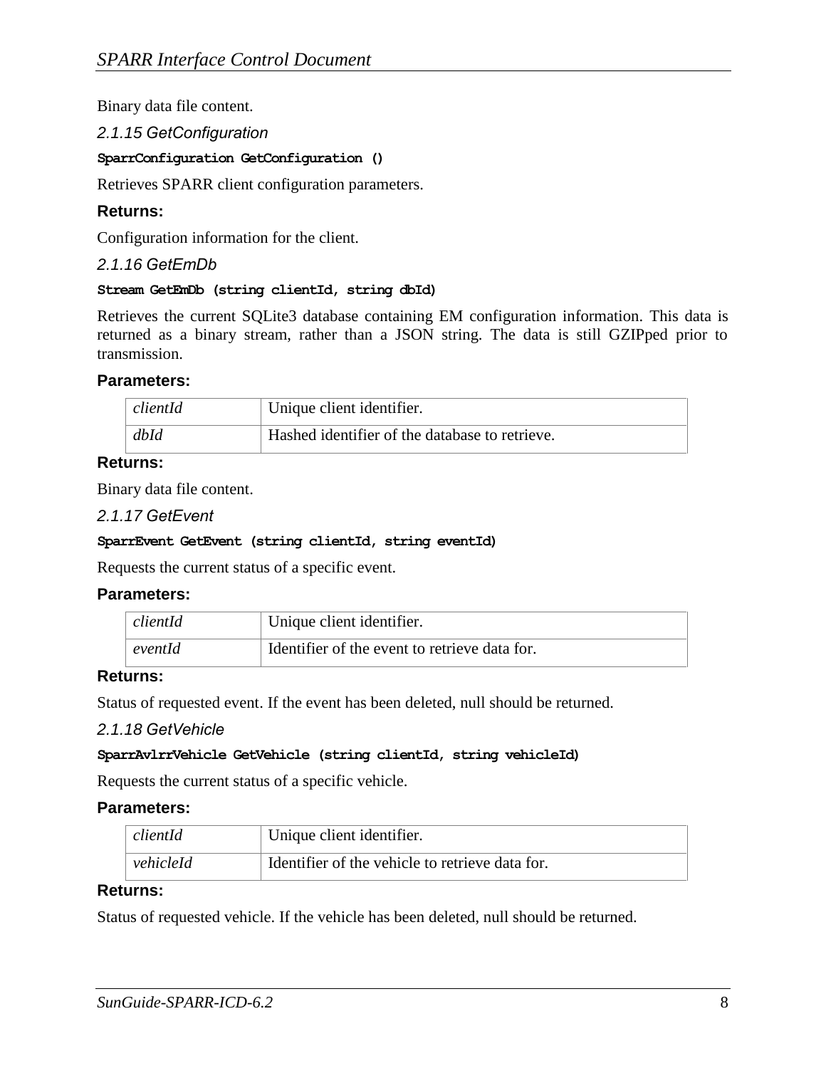Binary data file content.

### 2.1.15 GetConfiguration

**`SparrConfiguration GetConfiguration ()`**

Retrieves SPARR client configuration parameters.

**Returns:**

Configuration information for the client.

### 2.1.16 GetEmDb

**`Stream GetEmDb (string clientId, string dbId)`**

Retrieves the current SQLite3 database containing EM configuration information. This data is returned as a binary stream, rather than a JSON string. The data is still GZIPped prior to transmission.

**Parameters:**

| | |
|---|---|
| *clientId* | Unique client identifier. |
| *dbId* | Hashed identifier of the database to retrieve. |

**Returns:**

Binary data file content.

### 2.1.17 GetEvent

**`SparrEvent GetEvent (string clientId, string eventId)`**

Requests the current status of a specific event.

**Parameters:**

| | |
|---|---|
| *clientId* | Unique client identifier. |
| *eventId* | Identifier of the event to retrieve data for. |

**Returns:**

Status of requested event. If the event has been deleted, null should be returned.

### 2.1.18 GetVehicle

**`SparrAvlrrVehicle GetVehicle (string clientId, string vehicleId)`**

Requests the current status of a specific vehicle.

**Parameters:**

| | |
|---|---|
| *clientId* | Unique client identifier. |
| *vehicleId* | Identifier of the vehicle to retrieve data for. |

**Returns:**

Status of requested vehicle. If the vehicle has been deleted, null should be returned.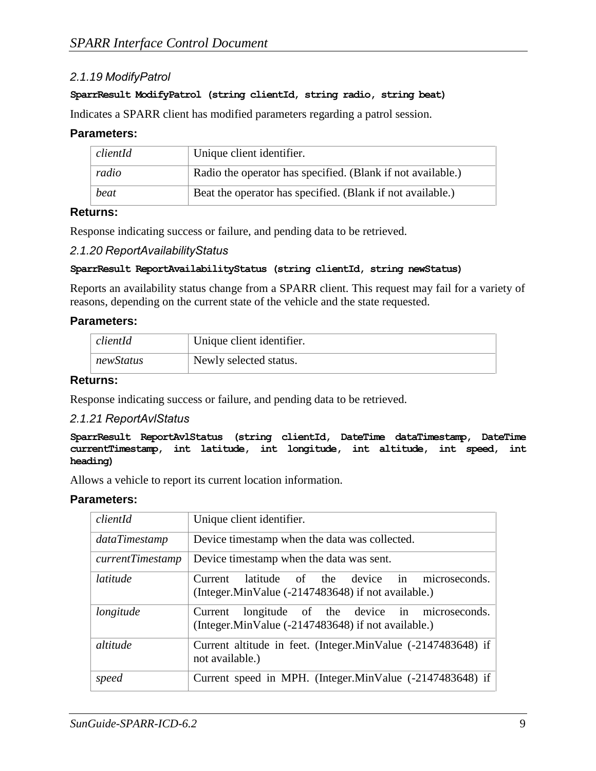### 2.1.19 ModifyPatrol

**SparrResult ModifyPatrol (string clientId, string radio, string beat)**

Indicates a SPARR client has modified parameters regarding a patrol session.

**Parameters:**

| | |
|---|---|
| *clientId* | Unique client identifier. |
| *radio* | Radio the operator has specified. (Blank if not available.) |
| *beat* | Beat the operator has specified. (Blank if not available.) |

**Returns:**

Response indicating success or failure, and pending data to be retrieved.

### 2.1.20 ReportAvailabilityStatus

**SparrResult ReportAvailabilityStatus (string clientId, string newStatus)**

Reports an availability status change from a SPARR client. This request may fail for a variety of reasons, depending on the current state of the vehicle and the state requested.

**Parameters:**

| | |
|---|---|
| *clientId* | Unique client identifier. |
| *newStatus* | Newly selected status. |

**Returns:**

Response indicating success or failure, and pending data to be retrieved.

### 2.1.21 ReportAvlStatus

**SparrResult ReportAvlStatus (string clientId, DateTime dataTimestamp, DateTime currentTimestamp, int latitude, int longitude, int altitude, int speed, int heading)**

Allows a vehicle to report its current location information.

**Parameters:**

| | |
|---|---|
| *clientId* | Unique client identifier. |
| *dataTimestamp* | Device timestamp when the data was collected. |
| *currentTimestamp* | Device timestamp when the data was sent. |
| *latitude* | Current latitude of the device in microseconds. (Integer.MinValue (-2147483648) if not available.) |
| *longitude* | Current longitude of the device in microseconds. (Integer.MinValue (-2147483648) if not available.) |
| *altitude* | Current altitude in feet. (Integer.MinValue (-2147483648) if not available.) |
| *speed* | Current speed in MPH. (Integer.MinValue (-2147483648) if |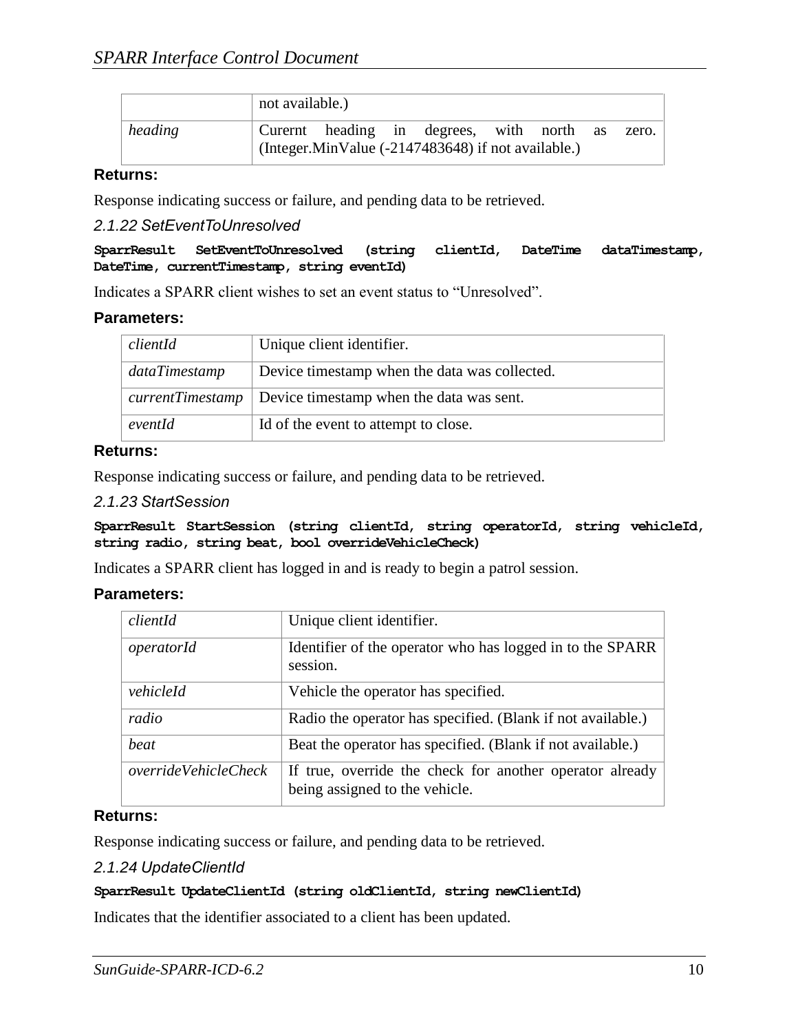| | not available.) |
|---|---|
| *heading* | Curernt heading in degrees, with north as zero. (Integer.MinValue (-2147483648) if not available.) |

**Returns:**

Response indicating success or failure, and pending data to be retrieved.

### *2.1.22 SetEventToUnresolved*

**`SparrResult SetEventToUnresolved (string clientId, DateTime dataTimestamp, DateTime, currentTimestamp, string eventId)`**

Indicates a SPARR client wishes to set an event status to “Unresolved”.

**Parameters:**

| | |
|---|---|
| *clientId* | Unique client identifier. |
| *dataTimestamp* | Device timestamp when the data was collected. |
| *currentTimestamp* | Device timestamp when the data was sent. |
| *eventId* | Id of the event to attempt to close. |

**Returns:**

Response indicating success or failure, and pending data to be retrieved.

### *2.1.23 StartSession*

**`SparrResult StartSession (string clientId, string operatorId, string vehicleId, string radio, string beat, bool overrideVehicleCheck)`**

Indicates a SPARR client has logged in and is ready to begin a patrol session.

**Parameters:**

| | |
|---|---|
| *clientId* | Unique client identifier. |
| *operatorId* | Identifier of the operator who has logged in to the SPARR session. |
| *vehicleId* | Vehicle the operator has specified. |
| *radio* | Radio the operator has specified. (Blank if not available.) |
| *beat* | Beat the operator has specified. (Blank if not available.) |
| *overrideVehicleCheck* | If true, override the check for another operator already being assigned to the vehicle. |

**Returns:**

Response indicating success or failure, and pending data to be retrieved.

### *2.1.24 UpdateClientId*

**`SparrResult UpdateClientId (string oldClientId, string newClientId)`**

Indicates that the identifier associated to a client has been updated.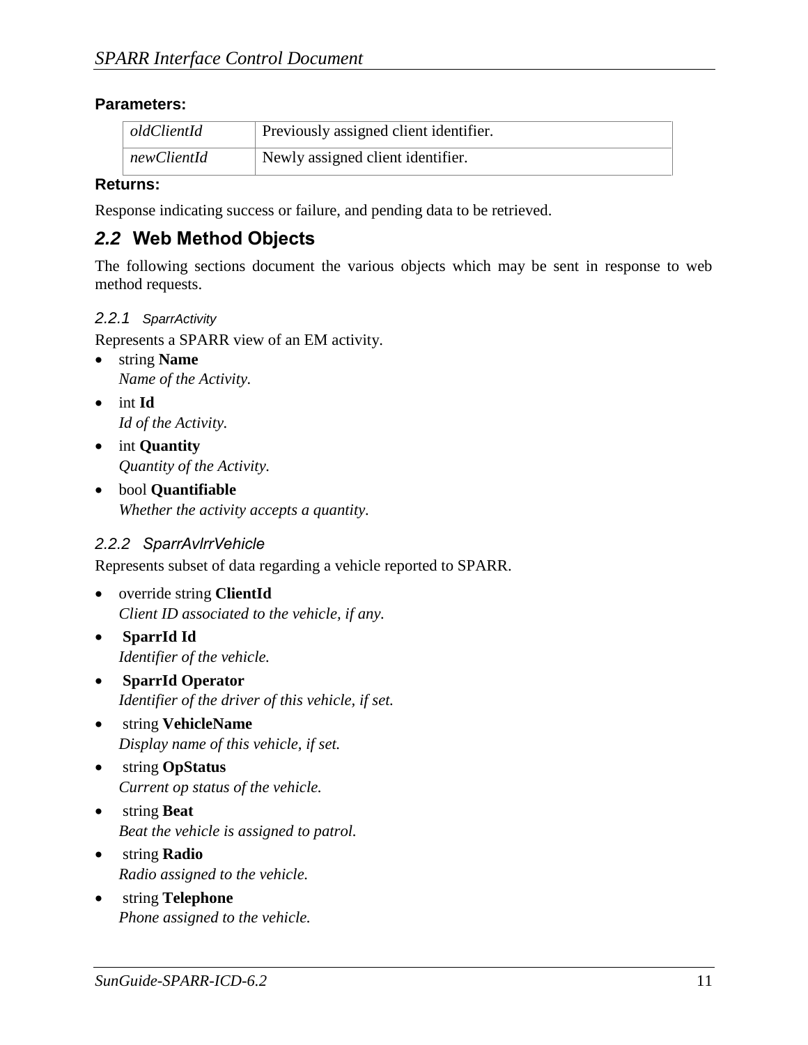**Parameters:**

| | |
|---|---|
| *oldClientId* | Previously assigned client identifier. |
| *newClientId* | Newly assigned client identifier. |

**Returns:**

Response indicating success or failure, and pending data to be retrieved.

## 2.2 Web Method Objects

The following sections document the various objects which may be sent in response to web method requests.

### 2.2.1 SparrActivity

Represents a SPARR view of an EM activity.

- string **Name**
  *Name of the Activity.*
- int **Id**
  *Id of the Activity.*
- int **Quantity**
  *Quantity of the Activity.*
- bool **Quantifiable**
  *Whether the activity accepts a quantity.*

### 2.2.2 SparrAvlrrVehicle

Represents subset of data regarding a vehicle reported to SPARR.

- override string **ClientId**
  *Client ID associated to the vehicle, if any.*
- **SparrId Id**
  *Identifier of the vehicle.*
- **SparrId Operator**
  *Identifier of the driver of this vehicle, if set.*
- string **VehicleName**
  *Display name of this vehicle, if set.*
- string **OpStatus**
  *Current op status of the vehicle.*
- string **Beat**
  *Beat the vehicle is assigned to patrol.*
- string **Radio**
  *Radio assigned to the vehicle.*
- string **Telephone**
  *Phone assigned to the vehicle.*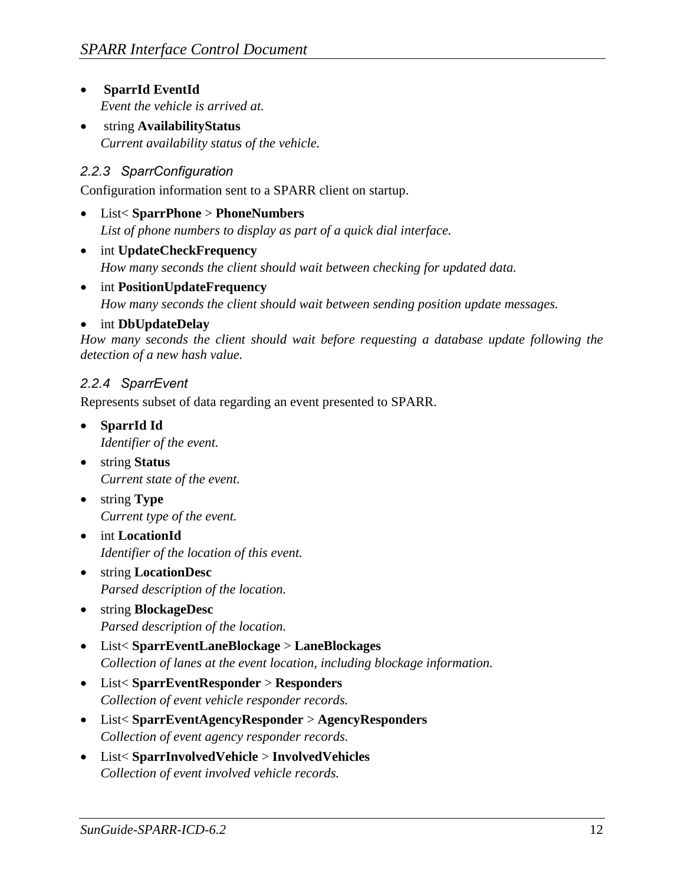- **SparrId EventId**
  *Event the vehicle is arrived at.*
- string **AvailabilityStatus**
  *Current availability status of the vehicle.*

### 2.2.3 SparrConfiguration

Configuration information sent to a SPARR client on startup.

- List< **SparrPhone** > **PhoneNumbers**
  *List of phone numbers to display as part of a quick dial interface.*
- int **UpdateCheckFrequency**
  *How many seconds the client should wait between checking for updated data.*
- int **PositionUpdateFrequency**
  *How many seconds the client should wait between sending position update messages.*
- int **DbUpdateDelay**

*How many seconds the client should wait before requesting a database update following the detection of a new hash value.*

### 2.2.4 SparrEvent

Represents subset of data regarding an event presented to SPARR.

- **SparrId Id**
  *Identifier of the event.*
- string **Status**
  *Current state of the event.*
- string **Type**
  *Current type of the event.*
- int **LocationId**
  *Identifier of the location of this event.*
- string **LocationDesc**
  *Parsed description of the location.*
- string **BlockageDesc**
  *Parsed description of the location.*
- List< **SparrEventLaneBlockage** > **LaneBlockages**
  *Collection of lanes at the event location, including blockage information.*
- List< **SparrEventResponder** > **Responders**
  *Collection of event vehicle responder records.*
- List< **SparrEventAgencyResponder** > **AgencyResponders**
  *Collection of event agency responder records.*
- List< **SparrInvolvedVehicle** > **InvolvedVehicles**
  *Collection of event involved vehicle records.*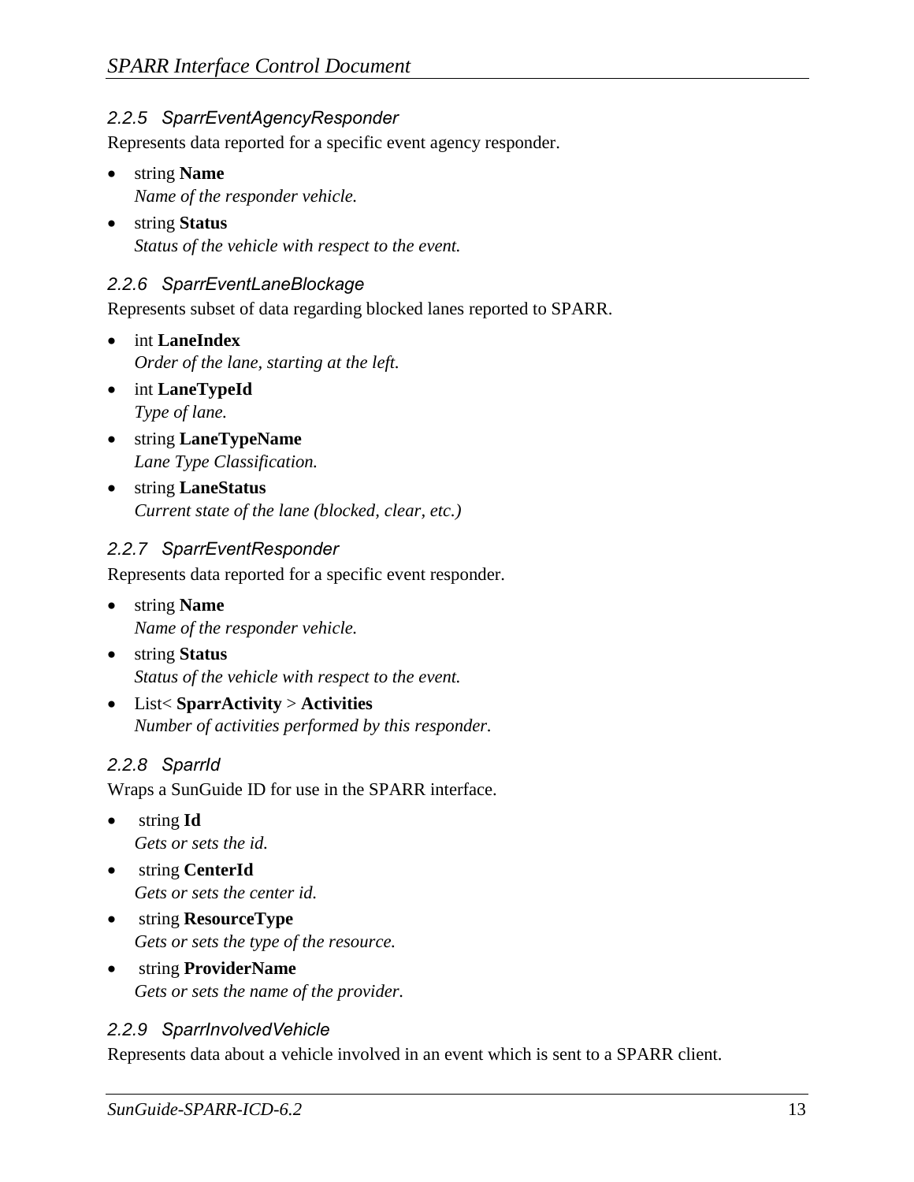### 2.2.5 SparrEventAgencyResponder

Represents data reported for a specific event agency responder.

- string **Name**
  *Name of the responder vehicle.*
- string **Status**
  *Status of the vehicle with respect to the event.*

### 2.2.6 SparrEventLaneBlockage

Represents subset of data regarding blocked lanes reported to SPARR.

- int **LaneIndex**
  *Order of the lane, starting at the left.*
- int **LaneTypeId**
  *Type of lane.*
- string **LaneTypeName**
  *Lane Type Classification.*
- string **LaneStatus**
  *Current state of the lane (blocked, clear, etc.)*

### 2.2.7 SparrEventResponder

Represents data reported for a specific event responder.

- string **Name**
  *Name of the responder vehicle.*
- string **Status**
  *Status of the vehicle with respect to the event.*
- List< **SparrActivity** > **Activities**
  *Number of activities performed by this responder.*

### 2.2.8 SparrId

Wraps a SunGuide ID for use in the SPARR interface.

- string **Id**
  *Gets or sets the id.*
- string **CenterId**
  *Gets or sets the center id.*
- string **ResourceType**
  *Gets or sets the type of the resource.*
- string **ProviderName**
  *Gets or sets the name of the provider.*

### 2.2.9 SparrInvolvedVehicle

Represents data about a vehicle involved in an event which is sent to a SPARR client.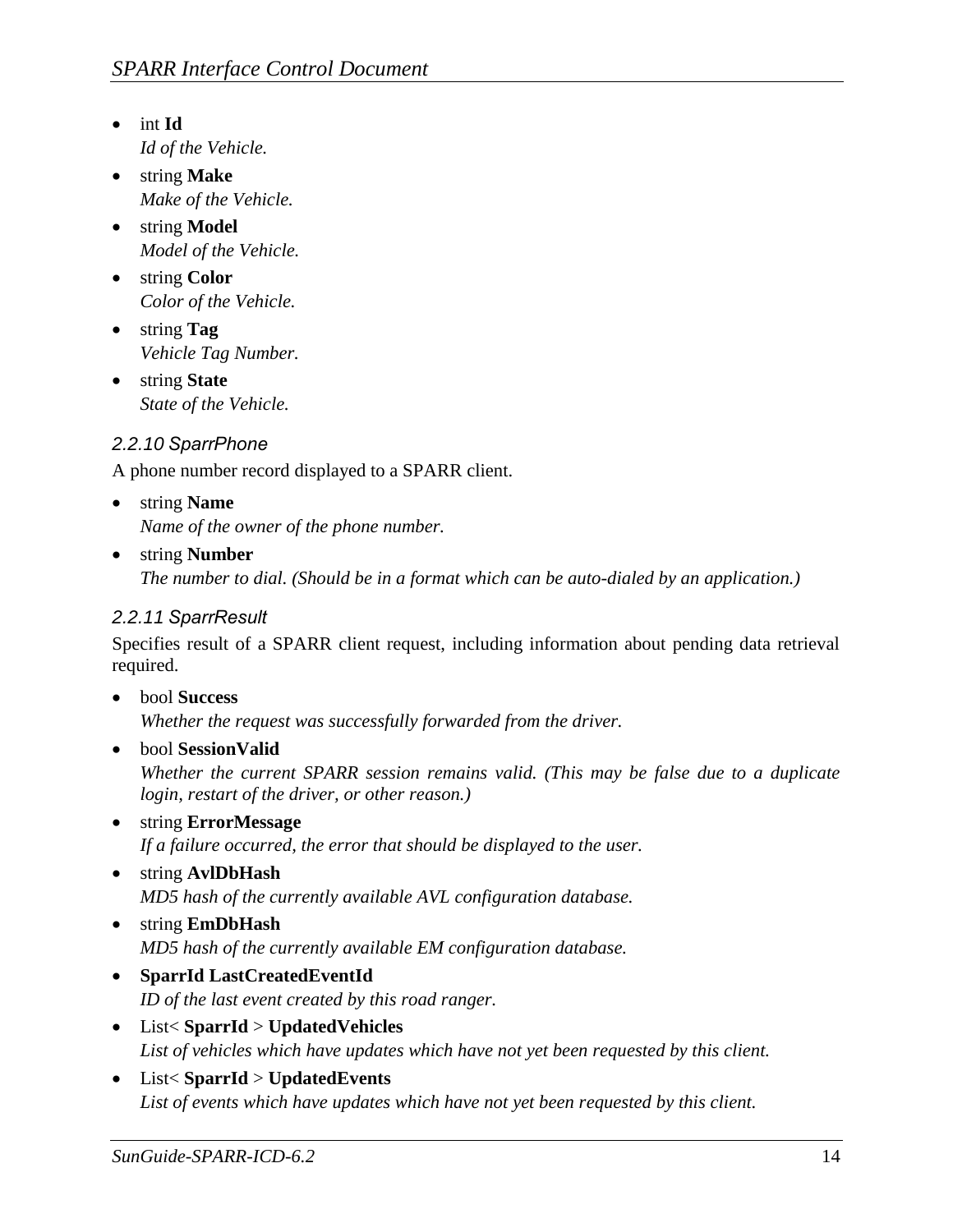- int **Id**
  *Id of the Vehicle.*
- string **Make**
  *Make of the Vehicle.*
- string **Model**
  *Model of the Vehicle.*
- string **Color**
  *Color of the Vehicle.*
- string **Tag**
  *Vehicle Tag Number.*
- string **State**
  *State of the Vehicle.*

### 2.2.10 SparrPhone

A phone number record displayed to a SPARR client.

- string **Name**
  *Name of the owner of the phone number.*
- string **Number**
  *The number to dial. (Should be in a format which can be auto-dialed by an application.)*

### 2.2.11 SparrResult

Specifies result of a SPARR client request, including information about pending data retrieval required.

- bool **Success**
  *Whether the request was successfully forwarded from the driver.*
- bool **SessionValid**
  *Whether the current SPARR session remains valid. (This may be false due to a duplicate login, restart of the driver, or other reason.)*
- string **ErrorMessage**
  *If a failure occurred, the error that should be displayed to the user.*
- string **AvlDbHash**
  *MD5 hash of the currently available AVL configuration database.*
- string **EmDbHash**
  *MD5 hash of the currently available EM configuration database.*
- **SparrId LastCreatedEventId**
  *ID of the last event created by this road ranger.*
- List< **SparrId** > **UpdatedVehicles**
  *List of vehicles which have updates which have not yet been requested by this client.*
- List< **SparrId** > **UpdatedEvents**
  *List of events which have updates which have not yet been requested by this client.*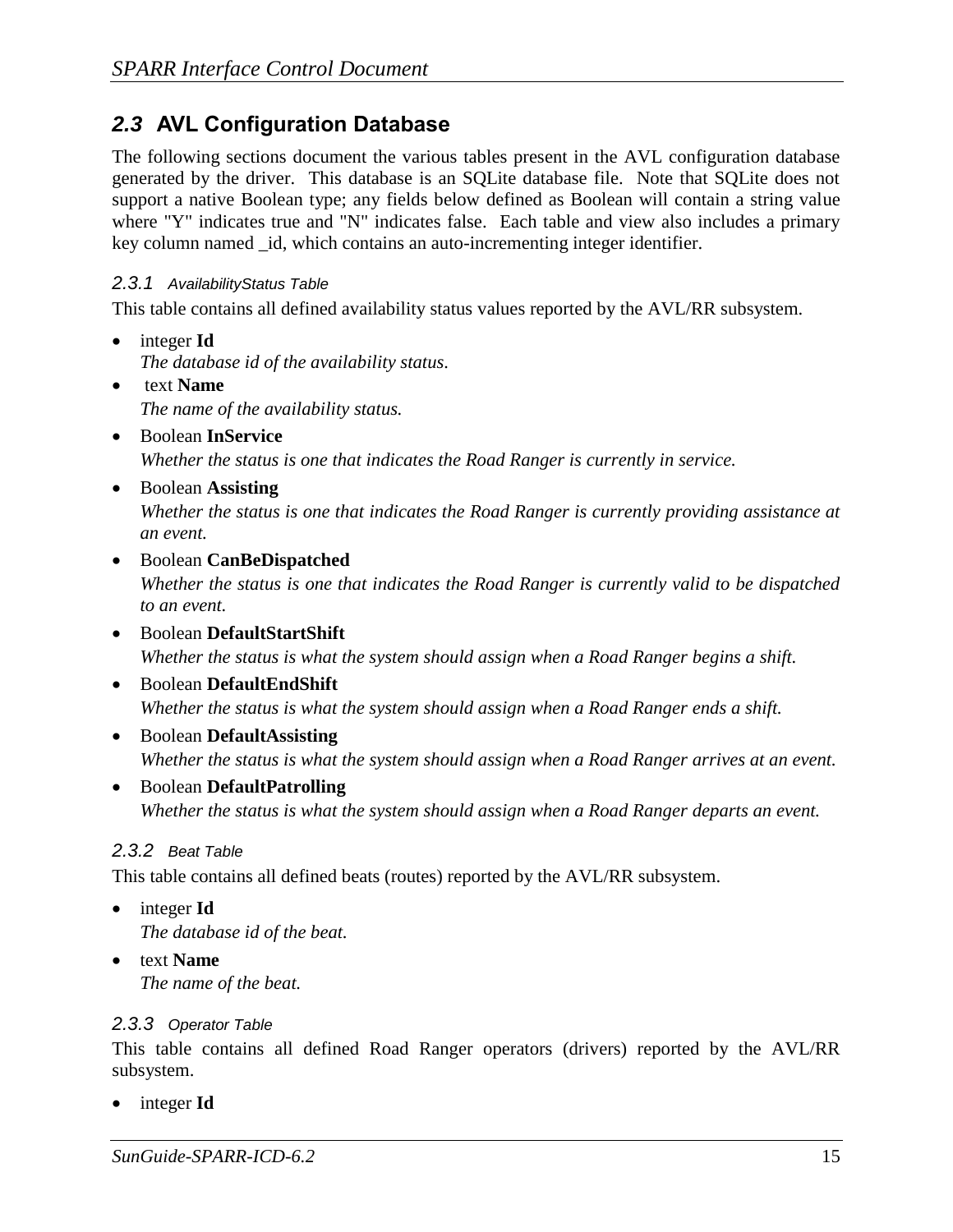## *2.3* AVL Configuration Database

The following sections document the various tables present in the AVL configuration database generated by the driver. This database is an SQLite database file. Note that SQLite does not support a native Boolean type; any fields below defined as Boolean will contain a string value where "Y" indicates true and "N" indicates false. Each table and view also includes a primary key column named _id, which contains an auto-incrementing integer identifier.

### *2.3.1 AvailabilityStatus Table*

This table contains all defined availability status values reported by the AVL/RR subsystem.

- integer **Id**
  *The database id of the availability status.*
- text **Name**
  *The name of the availability status.*
- Boolean **InService**
  *Whether the status is one that indicates the Road Ranger is currently in service.*
- Boolean **Assisting**
  *Whether the status is one that indicates the Road Ranger is currently providing assistance at an event.*
- Boolean **CanBeDispatched**
  *Whether the status is one that indicates the Road Ranger is currently valid to be dispatched to an event.*
- Boolean **DefaultStartShift**
  *Whether the status is what the system should assign when a Road Ranger begins a shift.*
- Boolean **DefaultEndShift**
  *Whether the status is what the system should assign when a Road Ranger ends a shift.*
- Boolean **DefaultAssisting**
  *Whether the status is what the system should assign when a Road Ranger arrives at an event.*
- Boolean **DefaultPatrolling**
  *Whether the status is what the system should assign when a Road Ranger departs an event.*

### *2.3.2 Beat Table*

This table contains all defined beats (routes) reported by the AVL/RR subsystem.

- integer **Id**
  *The database id of the beat.*
- text **Name**
  *The name of the beat.*

### *2.3.3 Operator Table*

This table contains all defined Road Ranger operators (drivers) reported by the AVL/RR subsystem.

- integer **Id**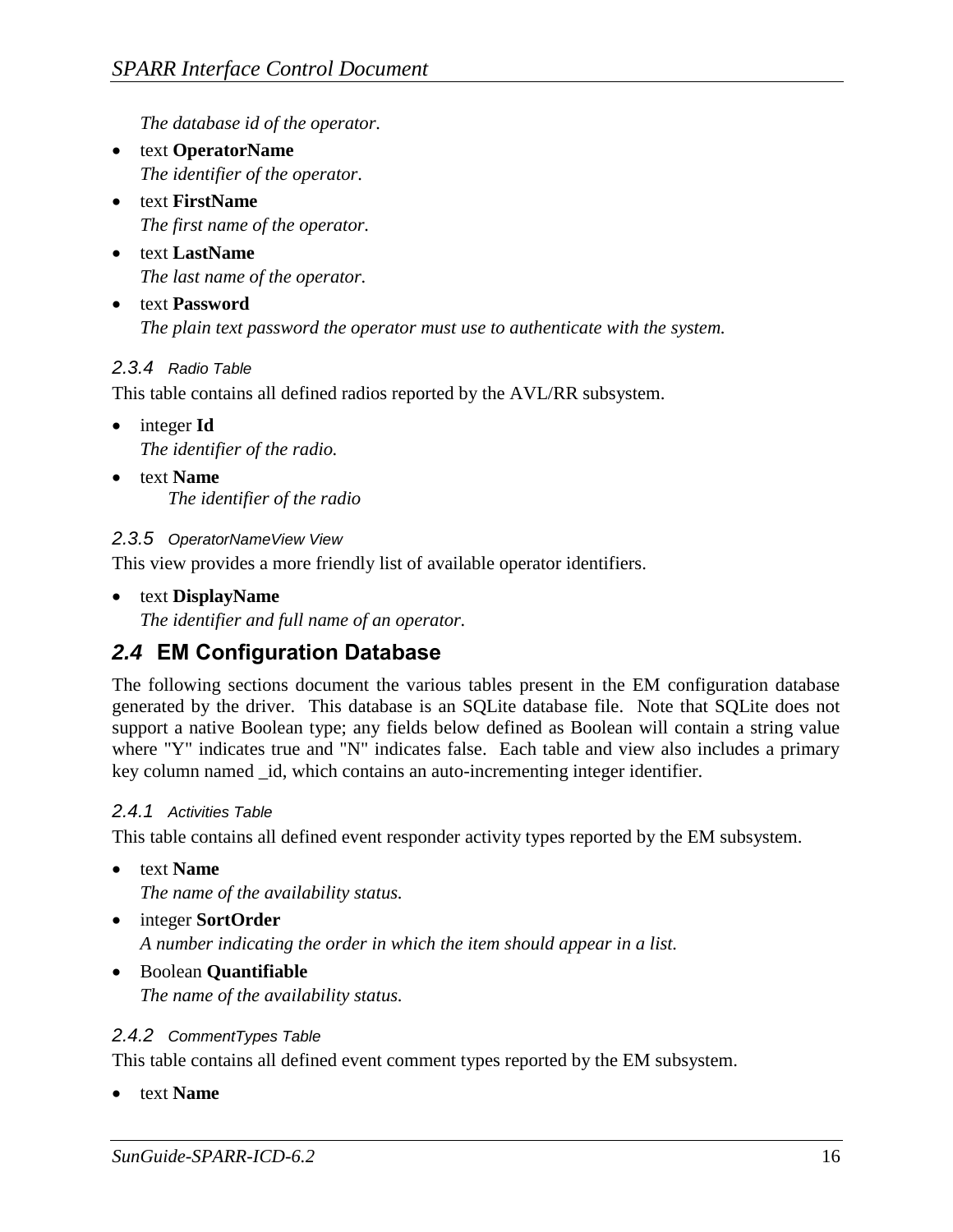*The database id of the operator.*

- text **OperatorName**
  *The identifier of the operator.*
- text **FirstName**
  *The first name of the operator.*
- text **LastName**
  *The last name of the operator.*
- text **Password**
  *The plain text password the operator must use to authenticate with the system.*

#### *2.3.4 Radio Table*

This table contains all defined radios reported by the AVL/RR subsystem.

- integer **Id**
  *The identifier of the radio.*
- text **Name**
  *The identifier of the radio*

#### *2.3.5 OperatorNameView View*

This view provides a more friendly list of available operator identifiers.

- text **DisplayName**
  *The identifier and full name of an operator.*

## *2.4* EM Configuration Database

The following sections document the various tables present in the EM configuration database generated by the driver. This database is an SQLite database file. Note that SQLite does not support a native Boolean type; any fields below defined as Boolean will contain a string value where "Y" indicates true and "N" indicates false. Each table and view also includes a primary key column named _id, which contains an auto-incrementing integer identifier.

#### *2.4.1 Activities Table*

This table contains all defined event responder activity types reported by the EM subsystem.

- text **Name**
  *The name of the availability status.*
- integer **SortOrder**
  *A number indicating the order in which the item should appear in a list.*
- Boolean **Quantifiable**
  *The name of the availability status.*

#### *2.4.2 CommentTypes Table*

This table contains all defined event comment types reported by the EM subsystem.

- text **Name**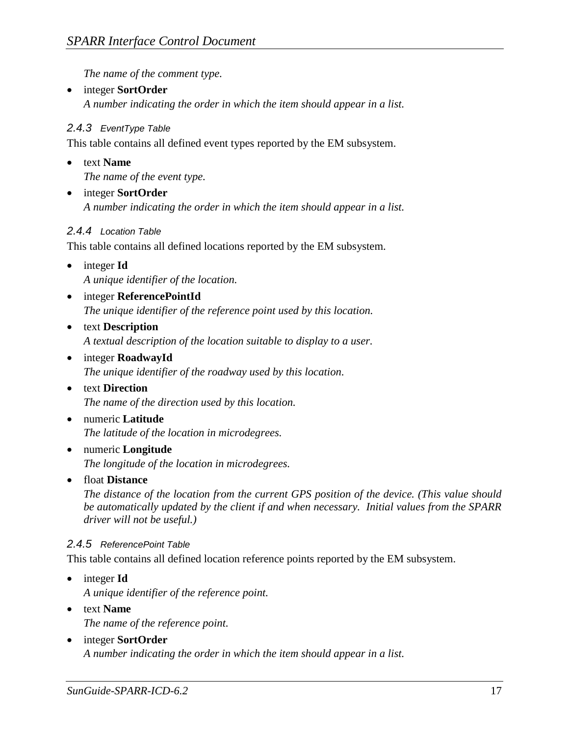*The name of the comment type.*

- integer **SortOrder**
  *A number indicating the order in which the item should appear in a list.*

### 2.4.3 EventType Table

This table contains all defined event types reported by the EM subsystem.

- text **Name**
  *The name of the event type.*
- integer **SortOrder**
  *A number indicating the order in which the item should appear in a list.*

### 2.4.4 Location Table

This table contains all defined locations reported by the EM subsystem.

- integer **Id**
  *A unique identifier of the location.*
- integer **ReferencePointId**
  *The unique identifier of the reference point used by this location.*
- text **Description**
  *A textual description of the location suitable to display to a user.*
- integer **RoadwayId**
  *The unique identifier of the roadway used by this location.*
- text **Direction**
  *The name of the direction used by this location.*
- numeric **Latitude**
  *The latitude of the location in microdegrees.*
- numeric **Longitude**
  *The longitude of the location in microdegrees.*
- float **Distance**
  *The distance of the location from the current GPS position of the device. (This value should be automatically updated by the client if and when necessary. Initial values from the SPARR driver will not be useful.)*

### 2.4.5 ReferencePoint Table

This table contains all defined location reference points reported by the EM subsystem.

- integer **Id**
  *A unique identifier of the reference point.*
- text **Name**
  *The name of the reference point.*
- integer **SortOrder**
  *A number indicating the order in which the item should appear in a list.*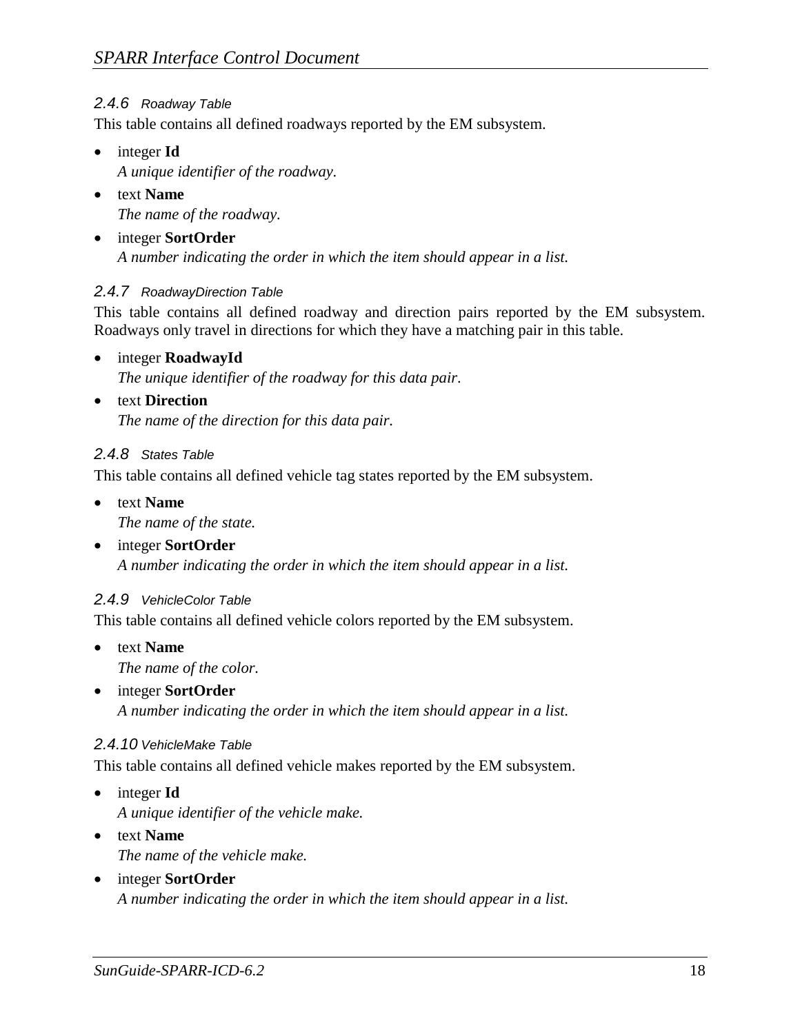### 2.4.6 Roadway Table

This table contains all defined roadways reported by the EM subsystem.

- integer **Id**
  *A unique identifier of the roadway.*
- text **Name**
  *The name of the roadway.*
- integer **SortOrder**
  *A number indicating the order in which the item should appear in a list.*

### 2.4.7 RoadwayDirection Table

This table contains all defined roadway and direction pairs reported by the EM subsystem. Roadways only travel in directions for which they have a matching pair in this table.

- integer **RoadwayId**
  *The unique identifier of the roadway for this data pair.*
- text **Direction**
  *The name of the direction for this data pair.*

### 2.4.8 States Table

This table contains all defined vehicle tag states reported by the EM subsystem.

- text **Name**
  *The name of the state.*
- integer **SortOrder**
  *A number indicating the order in which the item should appear in a list.*

### 2.4.9 VehicleColor Table

This table contains all defined vehicle colors reported by the EM subsystem.

- text **Name**
  *The name of the color.*
- integer **SortOrder**
  *A number indicating the order in which the item should appear in a list.*

### 2.4.10 VehicleMake Table

This table contains all defined vehicle makes reported by the EM subsystem.

- integer **Id**
  *A unique identifier of the vehicle make.*
- text **Name**
  *The name of the vehicle make.*
- integer **SortOrder**
  *A number indicating the order in which the item should appear in a list.*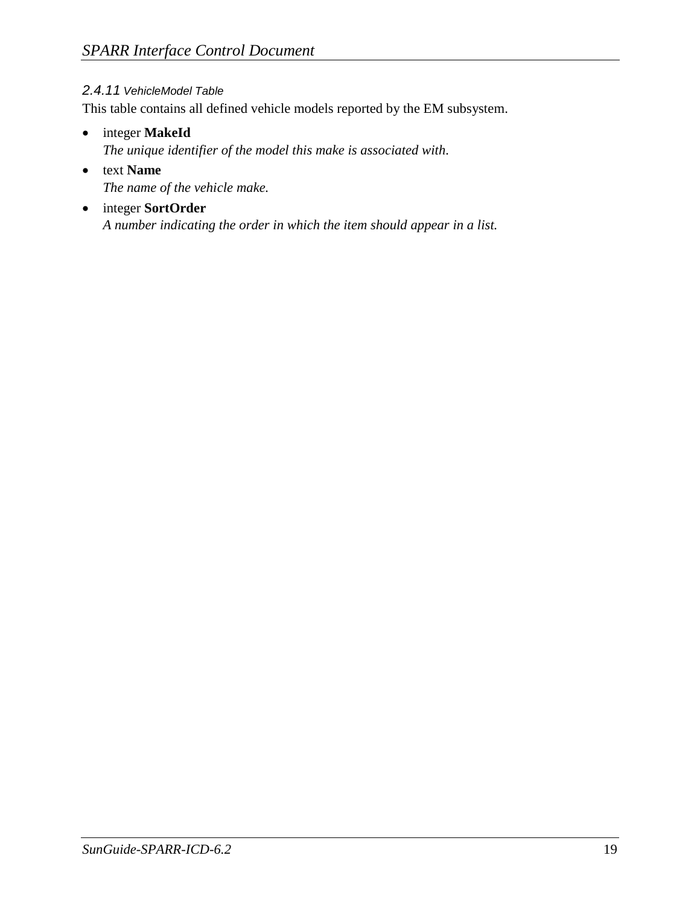#### 2.4.11 *VehicleModel Table*

This table contains all defined vehicle models reported by the EM subsystem.

- integer **MakeId**
  *The unique identifier of the model this make is associated with.*
- text **Name**
  *The name of the vehicle make.*
- integer **SortOrder**
  *A number indicating the order in which the item should appear in a list.*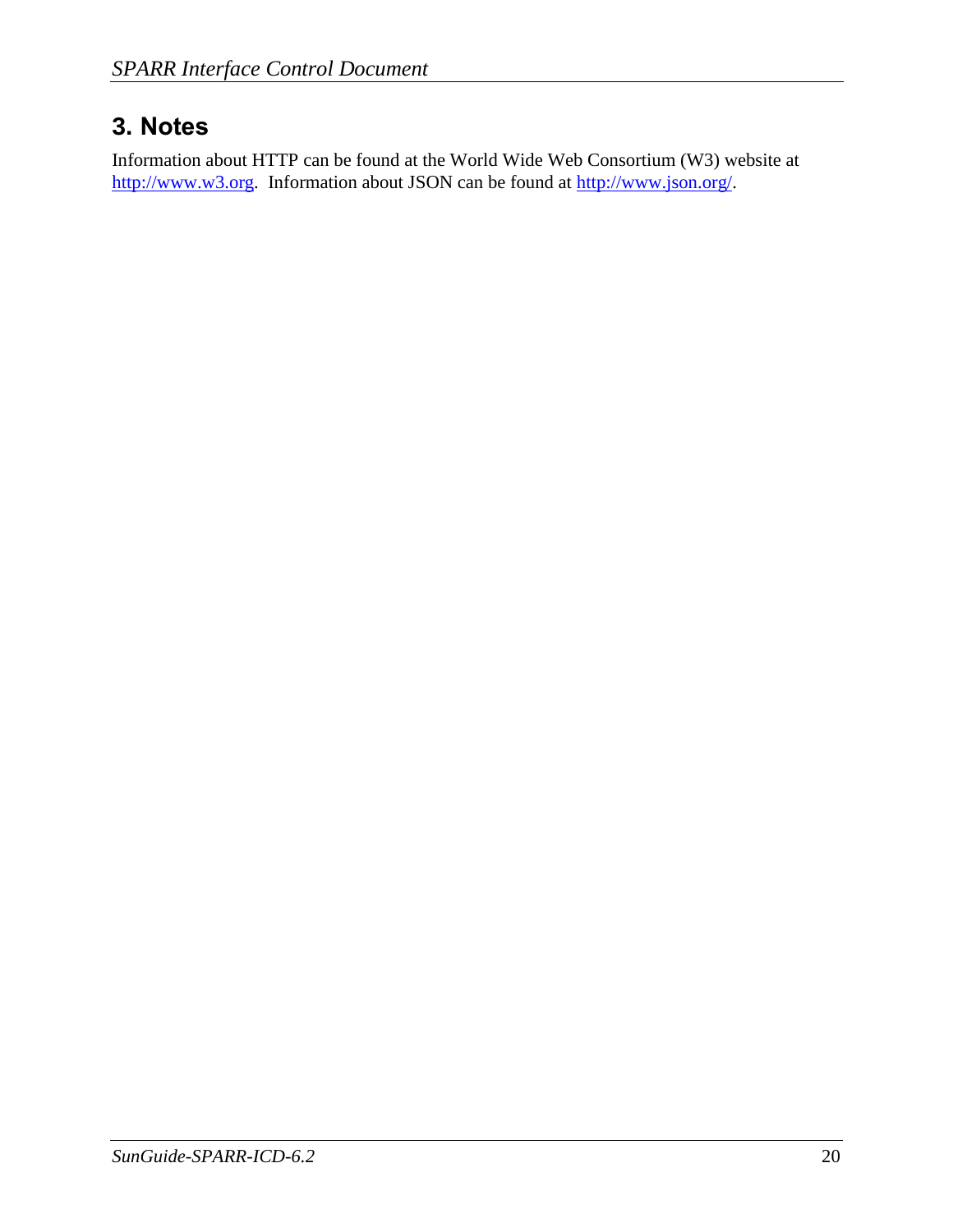# 3. Notes

Information about HTTP can be found at the World Wide Web Consortium (W3) website at http://www.w3.org. Information about JSON can be found at http://www.json.org/.